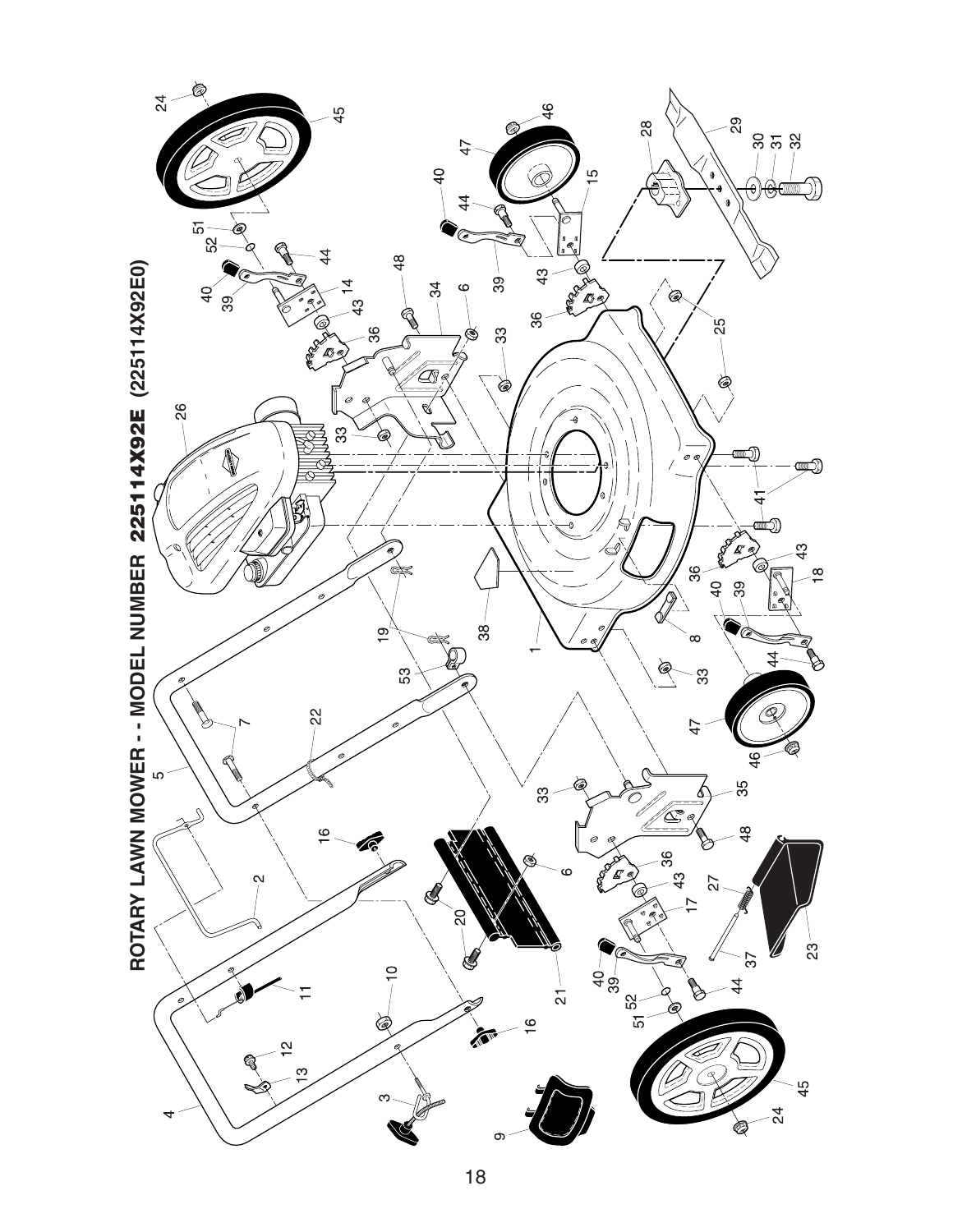# ROTARY LAWN MOWER - - MODEL NUMBER 225114X92E (225114X92E0)

4 3 9 13 12 16 10 11 2 16 21 20 20 6 5 7 22 53 19 19 38 1 8 33 47 46 44 39 40 36 43 18 41 41 26 33 34 48 6 33 36 43 14 39 40 44 52 51 45 24 46 47 40 44 39 43 15 36 25 25 28 29 30 31 32 35 33 48 36 43 17 40 39 52 51 44 27 37 23 45 24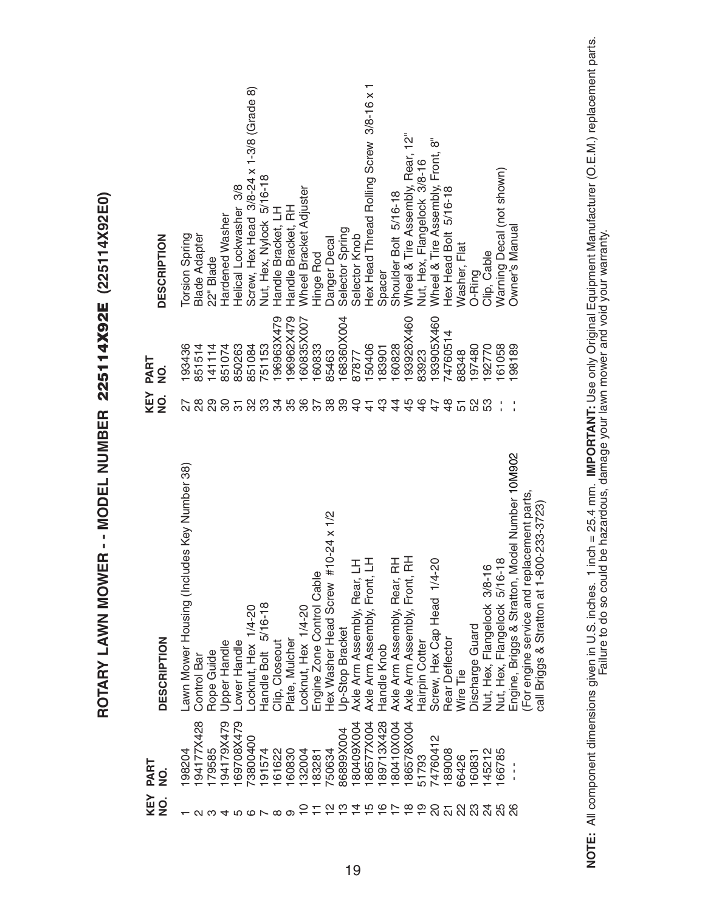# ROTARY LAWN MOWER - - MODEL NUMBER 225114X92E (225114X92E0)

| KEY NO. | PART NO. | DESCRIPTION |
|---|---|---|
| 1 | 198204 | Lawn Mower Housing (Includes Key Number 38) |
| 2 | 194177X428 | Control Bar |
| 3 | 179585 | Rope Guide |
| 4 | 194179X479 | Upper Handle |
| 5 | 169708X479 | Lower Handle |
| 6 | 73800400 | Locknut, Hex 1/4-20 |
| 7 | 191574 | Handle Bolt 5/16-18 |
| 8 | 161622 | Clip, Closeout |
| 9 | 160830 | Plate, Mulcher |
| 10 | 132004 | Locknut, Hex 1/4-20 |
| 11 | 183281 | Engine Zone Control Cable |
| 12 | 750634 | Hex Washer Head Screw #10-24 x 1/2 |
| 13 | 86899X004 | Up-Stop Bracket |
| 14 | 180409X004 | Axle Arm Assembly, Rear, LH |
| 15 | 186577X004 | Axle Arm Assembly, Front, LH |
| 16 | 189713X428 | Handle Knob |
| 17 | 180410X004 | Axle Arm Assembly, Rear, RH |
| 18 | 186578X004 | Axle Arm Assembly, Front, RH |
| 19 | 51793 | Hairpin Cotter |
| 20 | 74760412 | Screw, Hex Cap Head 1/4-20 |
| 21 | 189008 | Rear Deflector |
| 22 | 66426 | Wire Tie |
| 23 | 160831 | Discharge Guard |
| 24 | 145212 | Nut, Hex, Flangelock 3/8-16 |
| 25 | 166785 | Nut, Hex, Flangelock 5/16-18 |
| 26 | - - - | Engine, Briggs & Stratton, Model Number 10M902 (For engine service and replacement parts, call Briggs & Stratton at 1-800-233-3723) |
| 27 | 193436 | Torsion Spring |
| 28 | 851514 | Blade Adapter |
| 29 | 141114 | 22" Blade |
| 30 | 851074 | Hardened Washer |
| 31 | 850263 | Helical Lockwasher 3/8 |
| 32 | 851084 | Screw, Hex Head 3/8-24 x 1-3/8 (Grade 8) |
| 33 | 751153 | Nut, Hex, Nylock 5/16-18 |
| 34 | 196963X479 | Handle Bracket, LH |
| 35 | 196962X479 | Handle Bracket, RH |
| 36 | 160835X007 | Wheel Bracket Adjuster |
| 37 | 160833 | Hinge Rod |
| 38 | 85463 | Danger Decal |
| 39 | 168360X004 | Selector Spring |
| 40 | 87877 | Selector Knob |
| 41 | 150406 | Hex Head Thread Rolling Screw 3/8-16 x 1 |
| 43 | 183901 | Spacer |
| 44 | 160828 | Shoulder Bolt 5/16-18 |
| 45 | 193926X460 | Wheel & Tire Assembly, Rear, 12" |
| 46 | 83923 | Nut, Hex, Flangelock 3/8-16 |
| 47 | 193905X460 | Wheel & Tire Assembly, Front, 8" |
| 48 | 74760514 | Hex Head Bolt 5/16-18 |
| 51 | 88348 | Washer, Flat |
| 52 | 197480 | O-Ring |
| 53 | 192770 | Clip, Cable |
| - - | 161058 | Warning Decal (not shown) |
| - - | 198189 | Owner's Manual |

**NOTE:** All component dimensions given in U.S. inches. 1 inch = 25.4 mm. **IMPORTANT:** Use only Original Equipment Manufacturer (O.E.M.) replacement parts. Failure to do so could be hazardous, damage your lawn mower and void your warranty.